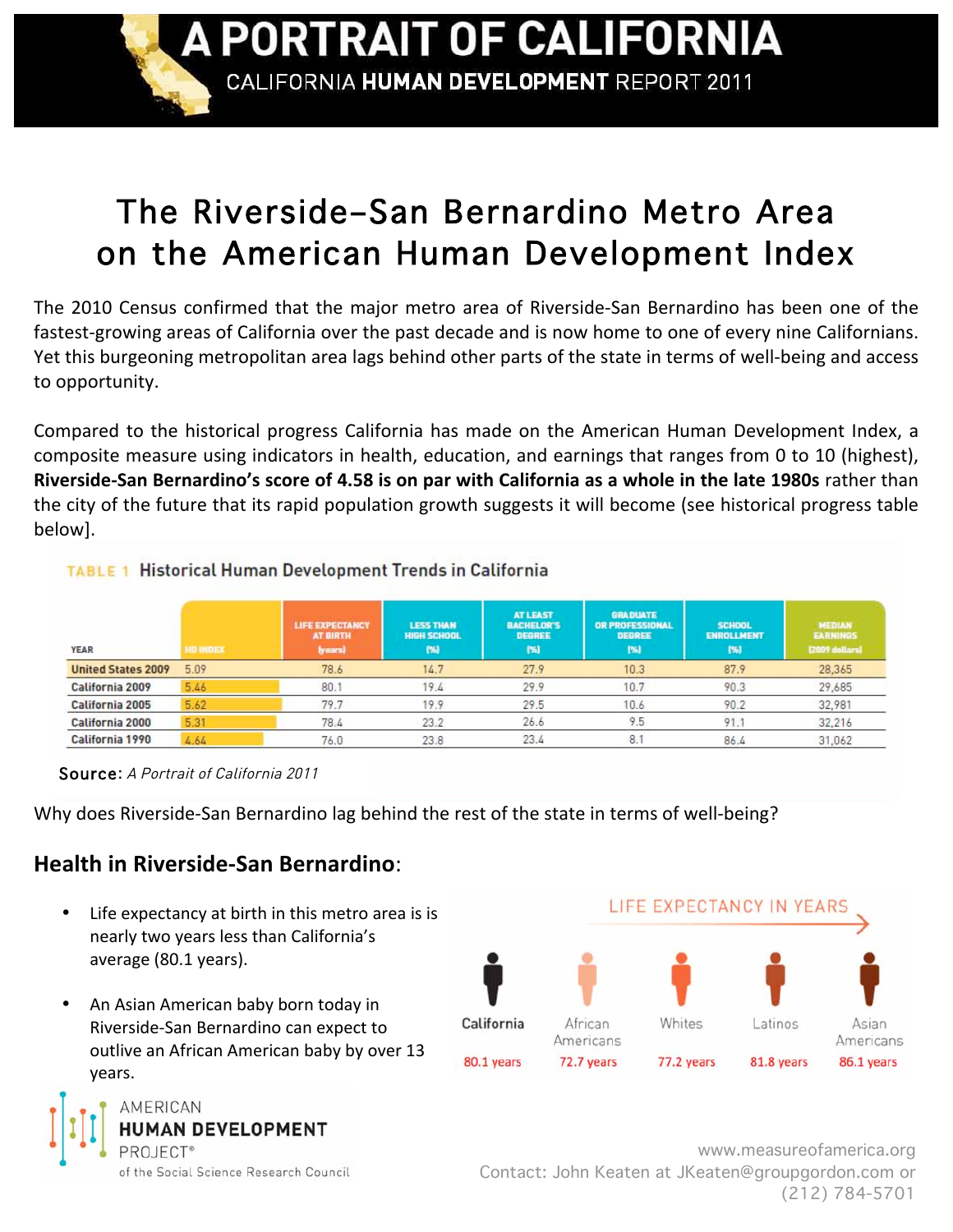# A PORTRAIT OF CALIFORNIA

CALIFORNIA **HUMAN DEVELOPMENT** REPORT 2011

## The Riverside–San Bernardino Metro Area on the American Human Development Index

The 2010 Census confirmed that the major metro area of Riverside-San Bernardino has been one of the fastest-growing areas of California over the past decade and is now home to one of every nine Californians. Yet this burgeoning metropolitan area lags behind other parts of the state in terms of well-being and access to opportunity.

Compared to the historical progress California has made on the American Human Development Index, a composite measure using indicators in health, education, and earnings that ranges from 0 to 10 (highest), **Riverside-San Bernardino's score of 4.58 is on par with California as a whole in the late 1980s** rather than the city of the future that its rapid population growth suggests it will become (see historical progress table below].

**TABLE 1 Historical Human Development Trends in California**

| YEAR | HD INDEX | LIFE EXPECTANCY AT BIRTH (years) | LESS THAN HIGH SCHOOL (%) | AT LEAST BACHELOR'S DEGREE (%) | GRADUATE OR PROFESSIONAL DEGREE (%) | SCHOOL ENROLLMENT (%) | MEDIAN EARNINGS (2009 dollars) |
|---|---|---|---|---|---|---|---|
| United States 2009 | 5.09 | 78.6 | 14.7 | 27.9 | 10.3 | 87.9 | 28,365 |
| California 2009 | 5.46 | 80.1 | 19.4 | 29.9 | 10.7 | 90.3 | 29,685 |
| California 2005 | 5.62 | 79.7 | 19.9 | 29.5 | 10.6 | 90.2 | 32,981 |
| California 2000 | 5.31 | 78.4 | 23.2 | 26.6 | 9.5 | 91.1 | 32,216 |
| California 1990 | 4.64 | 76.0 | 23.8 | 23.4 | 8.1 | 86.4 | 31,062 |

Source: *A Portrait of California 2011*

Why does Riverside-San Bernardino lag behind the rest of the state in terms of well-being?

### Health in Riverside-San Bernardino:

- Life expectancy at birth in this metro area is is nearly two years less than California's average (80.1 years).
- An Asian American baby born today in Riverside-San Bernardino can expect to outlive an African American baby by over 13 years.

**LIFE EXPECTANCY IN YEARS**

| California | African Americans | Whites | Latinos | Asian Americans |
|---|---|---|---|---|
| 80.1 years | 72.7 years | 77.2 years | 81.8 years | 86.1 years |

AMERICAN **HUMAN DEVELOPMENT** PROJECT®
of the Social Science Research Council

www.measureofamerica.org
Contact: John Keaten at JKeaten@groupgordon.com or (212) 784-5701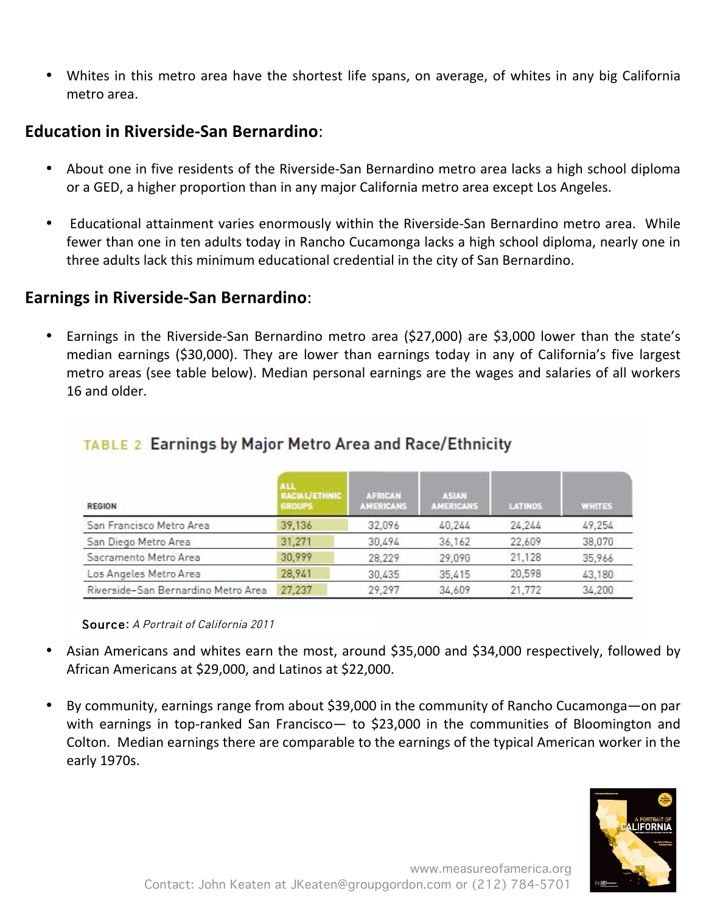- Whites in this metro area have the shortest life spans, on average, of whites in any big California metro area.

## Education in Riverside-San Bernardino:

- About one in five residents of the Riverside-San Bernardino metro area lacks a high school diploma or a GED, a higher proportion than in any major California metro area except Los Angeles.
- Educational attainment varies enormously within the Riverside-San Bernardino metro area. While fewer than one in ten adults today in Rancho Cucamonga lacks a high school diploma, nearly one in three adults lack this minimum educational credential in the city of San Bernardino.

## Earnings in Riverside-San Bernardino:

- Earnings in the Riverside-San Bernardino metro area ($27,000) are $3,000 lower than the state's median earnings ($30,000). They are lower than earnings today in any of California's five largest metro areas (see table below). Median personal earnings are the wages and salaries of all workers 16 and older.

**TABLE 2 Earnings by Major Metro Area and Race/Ethnicity**

| REGION | ALL RACIAL/ETHNIC GROUPS | AFRICAN AMERICANS | ASIAN AMERICANS | LATINOS | WHITES |
|---|---|---|---|---|---|
| San Francisco Metro Area | 39,136 | 32,096 | 40,244 | 24,244 | 49,254 |
| San Diego Metro Area | 31,271 | 30,494 | 36,162 | 22,609 | 38,070 |
| Sacramento Metro Area | 30,999 | 28,229 | 29,090 | 21,128 | 35,966 |
| Los Angeles Metro Area | 28,941 | 30,435 | 35,415 | 20,598 | 43,180 |
| Riverside–San Bernardino Metro Area | 27,237 | 29,297 | 34,609 | 21,772 | 34,200 |

Source: *A Portrait of California 2011*

- Asian Americans and whites earn the most, around $35,000 and $34,000 respectively, followed by African Americans at $29,000, and Latinos at $22,000.
- By community, earnings range from about $39,000 in the community of Rancho Cucamonga—on par with earnings in top-ranked San Francisco— to $23,000 in the communities of Bloomington and Colton. Median earnings there are comparable to the earnings of the typical American worker in the early 1970s.

www.measureofamerica.org
Contact: John Keaten at JKeaten@groupgordon.com or (212) 784-5701